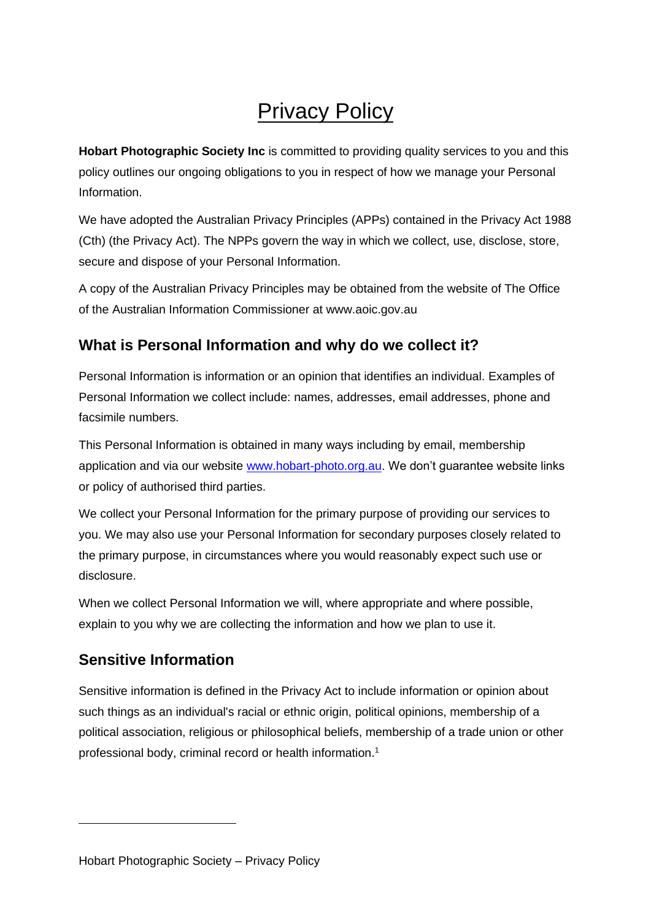# Privacy Policy

**Hobart Photographic Society Inc** is committed to providing quality services to you and this policy outlines our ongoing obligations to you in respect of how we manage your Personal Information.

We have adopted the Australian Privacy Principles (APPs) contained in the Privacy Act 1988 (Cth) (the Privacy Act). The NPPs govern the way in which we collect, use, disclose, store, secure and dispose of your Personal Information.

A copy of the Australian Privacy Principles may be obtained from the website of The Office of the Australian Information Commissioner at www.aoic.gov.au

## What is Personal Information and why do we collect it?

Personal Information is information or an opinion that identifies an individual. Examples of Personal Information we collect include: names, addresses, email addresses, phone and facsimile numbers.

This Personal Information is obtained in many ways including by email, membership application and via our website www.hobart-photo.org.au. We don't guarantee website links or policy of authorised third parties.

We collect your Personal Information for the primary purpose of providing our services to you. We may also use your Personal Information for secondary purposes closely related to the primary purpose, in circumstances where you would reasonably expect such use or disclosure.

When we collect Personal Information we will, where appropriate and where possible, explain to you why we are collecting the information and how we plan to use it.

## Sensitive Information

Sensitive information is defined in the Privacy Act to include information or opinion about such things as an individual's racial or ethnic origin, political opinions, membership of a political association, religious or philosophical beliefs, membership of a trade union or other professional body, criminal record or health information.[1]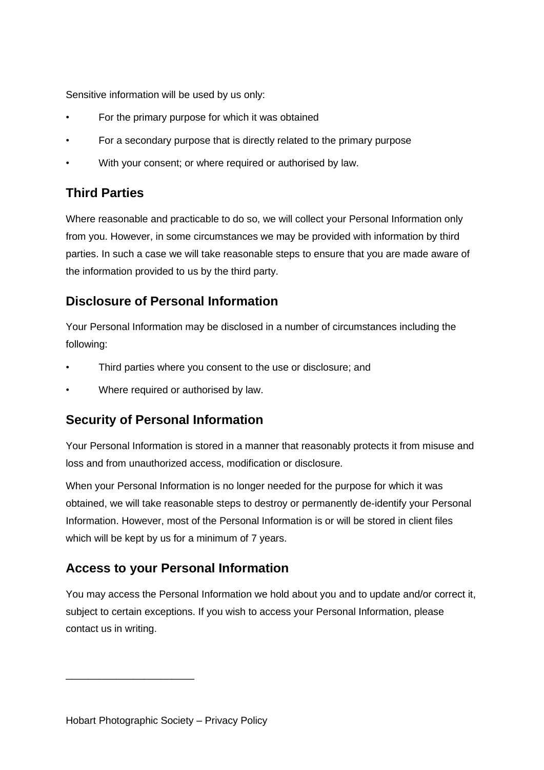Sensitive information will be used by us only:

- For the primary purpose for which it was obtained
- For a secondary purpose that is directly related to the primary purpose
- With your consent; or where required or authorised by law.

## Third Parties

Where reasonable and practicable to do so, we will collect your Personal Information only from you. However, in some circumstances we may be provided with information by third parties. In such a case we will take reasonable steps to ensure that you are made aware of the information provided to us by the third party.

## Disclosure of Personal Information

Your Personal Information may be disclosed in a number of circumstances including the following:

- Third parties where you consent to the use or disclosure; and
- Where required or authorised by law.

## Security of Personal Information

Your Personal Information is stored in a manner that reasonably protects it from misuse and loss and from unauthorized access, modification or disclosure.

When your Personal Information is no longer needed for the purpose for which it was obtained, we will take reasonable steps to destroy or permanently de-identify your Personal Information. However, most of the Personal Information is or will be stored in client files which will be kept by us for a minimum of 7 years.

## Access to your Personal Information

You may access the Personal Information we hold about you and to update and/or correct it, subject to certain exceptions. If you wish to access your Personal Information, please contact us in writing.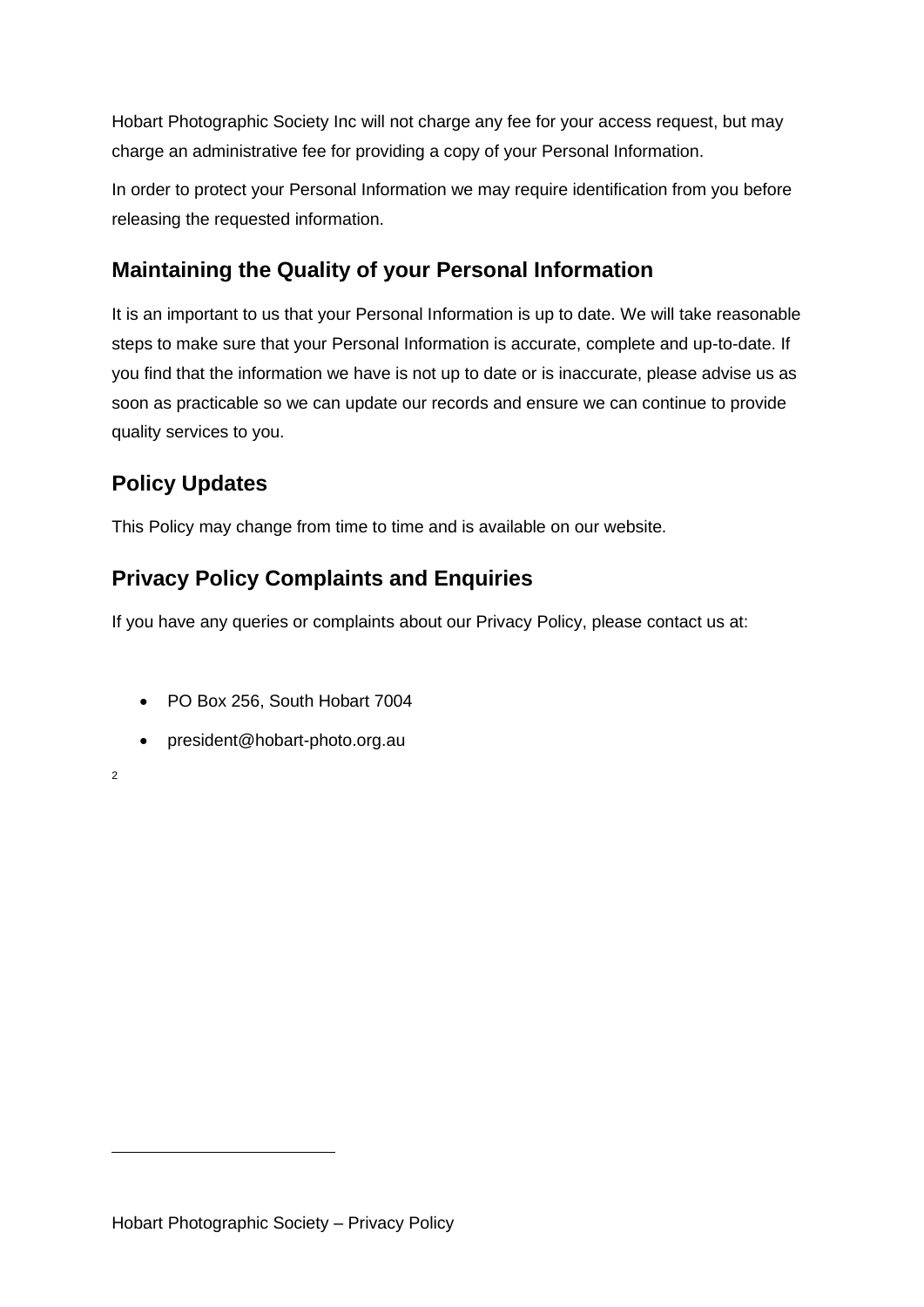Hobart Photographic Society Inc will not charge any fee for your access request, but may charge an administrative fee for providing a copy of your Personal Information.

In order to protect your Personal Information we may require identification from you before releasing the requested information.

## Maintaining the Quality of your Personal Information

It is an important to us that your Personal Information is up to date. We will take reasonable steps to make sure that your Personal Information is accurate, complete and up-to-date. If you find that the information we have is not up to date or is inaccurate, please advise us as soon as practicable so we can update our records and ensure we can continue to provide quality services to you.

## Policy Updates

This Policy may change from time to time and is available on our website.

## Privacy Policy Complaints and Enquiries

If you have any queries or complaints about our Privacy Policy, please contact us at:

- PO Box 256, South Hobart 7004
- president@hobart-photo.org.au